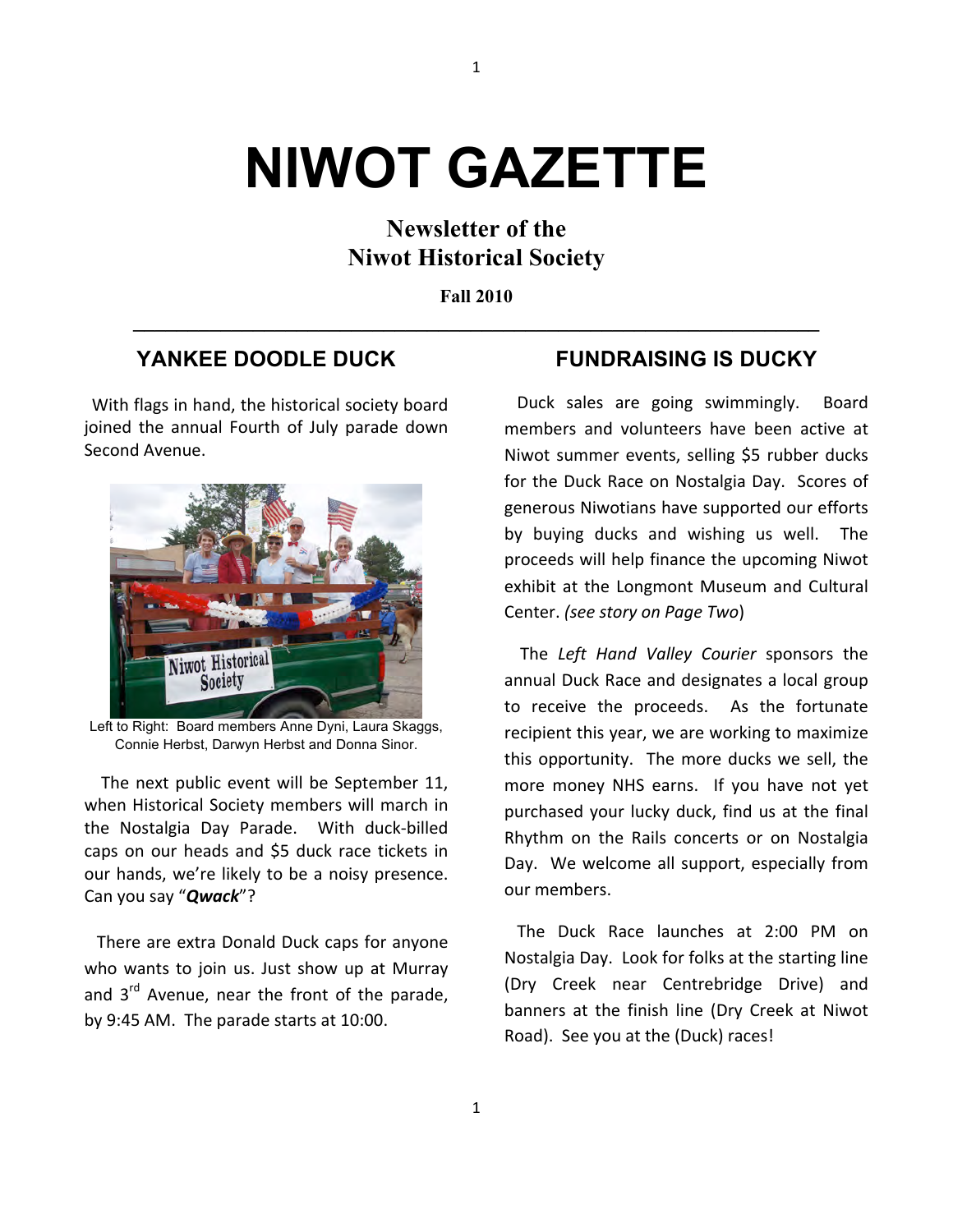# NIWOT GAZETTE

**Newsletter of the**
**Niwot Historical Society**

**Fall 2010**

## YANKEE DOODLE DUCK

With flags in hand, the historical society board joined the annual Fourth of July parade down Second Avenue.

Left to Right: Board members Anne Dyni, Laura Skaggs, Connie Herbst, Darwyn Herbst and Donna Sinor.

The next public event will be September 11, when Historical Society members will march in the Nostalgia Day Parade. With duck-billed caps on our heads and $5 duck race tickets in our hands, we're likely to be a noisy presence. Can you say "***Qwack***"?

There are extra Donald Duck caps for anyone who wants to join us. Just show up at Murray and 3rd Avenue, near the front of the parade, by 9:45 AM. The parade starts at 10:00.

## FUNDRAISING IS DUCKY

Duck sales are going swimmingly. Board members and volunteers have been active at Niwot summer events, selling $5 rubber ducks for the Duck Race on Nostalgia Day. Scores of generous Niwotians have supported our efforts by buying ducks and wishing us well. The proceeds will help finance the upcoming Niwot exhibit at the Longmont Museum and Cultural Center. *(see story on Page Two*)

The *Left Hand Valley Courier* sponsors the annual Duck Race and designates a local group to receive the proceeds. As the fortunate recipient this year, we are working to maximize this opportunity. The more ducks we sell, the more money NHS earns. If you have not yet purchased your lucky duck, find us at the final Rhythm on the Rails concerts or on Nostalgia Day. We welcome all support, especially from our members.

The Duck Race launches at 2:00 PM on Nostalgia Day. Look for folks at the starting line (Dry Creek near Centrebridge Drive) and banners at the finish line (Dry Creek at Niwot Road). See you at the (Duck) races!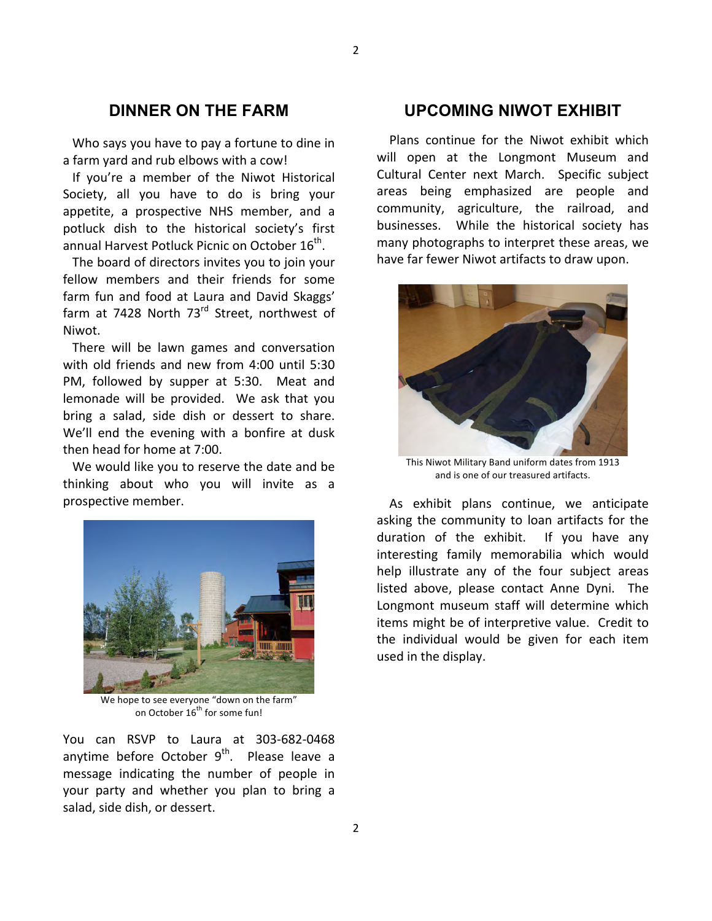## DINNER ON THE FARM

Who says you have to pay a fortune to dine in a farm yard and rub elbows with a cow!

If you're a member of the Niwot Historical Society, all you have to do is bring your appetite, a prospective NHS member, and a potluck dish to the historical society's first annual Harvest Potluck Picnic on October 16th.

The board of directors invites you to join your fellow members and their friends for some farm fun and food at Laura and David Skaggs' farm at 7428 North 73rd Street, northwest of Niwot.

There will be lawn games and conversation with old friends and new from 4:00 until 5:30 PM, followed by supper at 5:30. Meat and lemonade will be provided. We ask that you bring a salad, side dish or dessert to share. We'll end the evening with a bonfire at dusk then head for home at 7:00.

We would like you to reserve the date and be thinking about who you will invite as a prospective member.

We hope to see everyone "down on the farm" on October 16th for some fun!

You can RSVP to Laura at 303-682-0468 anytime before October 9th. Please leave a message indicating the number of people in your party and whether you plan to bring a salad, side dish, or dessert.

## UPCOMING NIWOT EXHIBIT

Plans continue for the Niwot exhibit which will open at the Longmont Museum and Cultural Center next March. Specific subject areas being emphasized are people and community, agriculture, the railroad, and businesses. While the historical society has many photographs to interpret these areas, we have far fewer Niwot artifacts to draw upon.

This Niwot Military Band uniform dates from 1913 and is one of our treasured artifacts.

As exhibit plans continue, we anticipate asking the community to loan artifacts for the duration of the exhibit. If you have any interesting family memorabilia which would help illustrate any of the four subject areas listed above, please contact Anne Dyni. The Longmont museum staff will determine which items might be of interpretive value. Credit to the individual would be given for each item used in the display.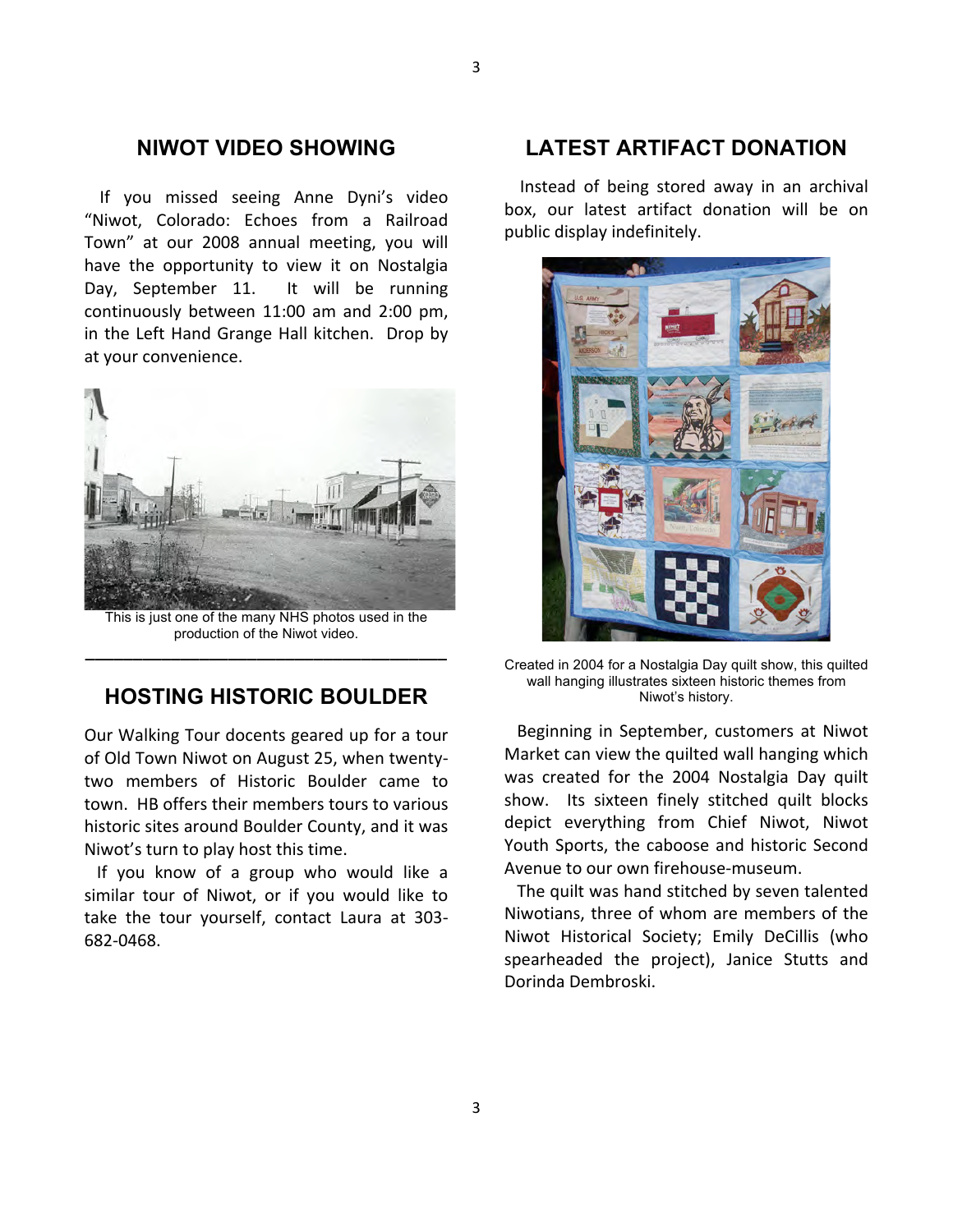## NIWOT VIDEO SHOWING

If you missed seeing Anne Dyni's video "Niwot, Colorado: Echoes from a Railroad Town" at our 2008 annual meeting, you will have the opportunity to view it on Nostalgia Day, September 11. It will be running continuously between 11:00 am and 2:00 pm, in the Left Hand Grange Hall kitchen. Drop by at your convenience.

This is just one of the many NHS photos used in the production of the Niwot video.

## HOSTING HISTORIC BOULDER

Our Walking Tour docents geared up for a tour of Old Town Niwot on August 25, when twenty-two members of Historic Boulder came to town. HB offers their members tours to various historic sites around Boulder County, and it was Niwot's turn to play host this time.

If you know of a group who would like a similar tour of Niwot, or if you would like to take the tour yourself, contact Laura at 303-682-0468.

## LATEST ARTIFACT DONATION

Instead of being stored away in an archival box, our latest artifact donation will be on public display indefinitely.

Created in 2004 for a Nostalgia Day quilt show, this quilted wall hanging illustrates sixteen historic themes from Niwot's history.

Beginning in September, customers at Niwot Market can view the quilted wall hanging which was created for the 2004 Nostalgia Day quilt show. Its sixteen finely stitched quilt blocks depict everything from Chief Niwot, Niwot Youth Sports, the caboose and historic Second Avenue to our own firehouse-museum.

The quilt was hand stitched by seven talented Niwotians, three of whom are members of the Niwot Historical Society; Emily DeCillis (who spearheaded the project), Janice Stutts and Dorinda Dembroski.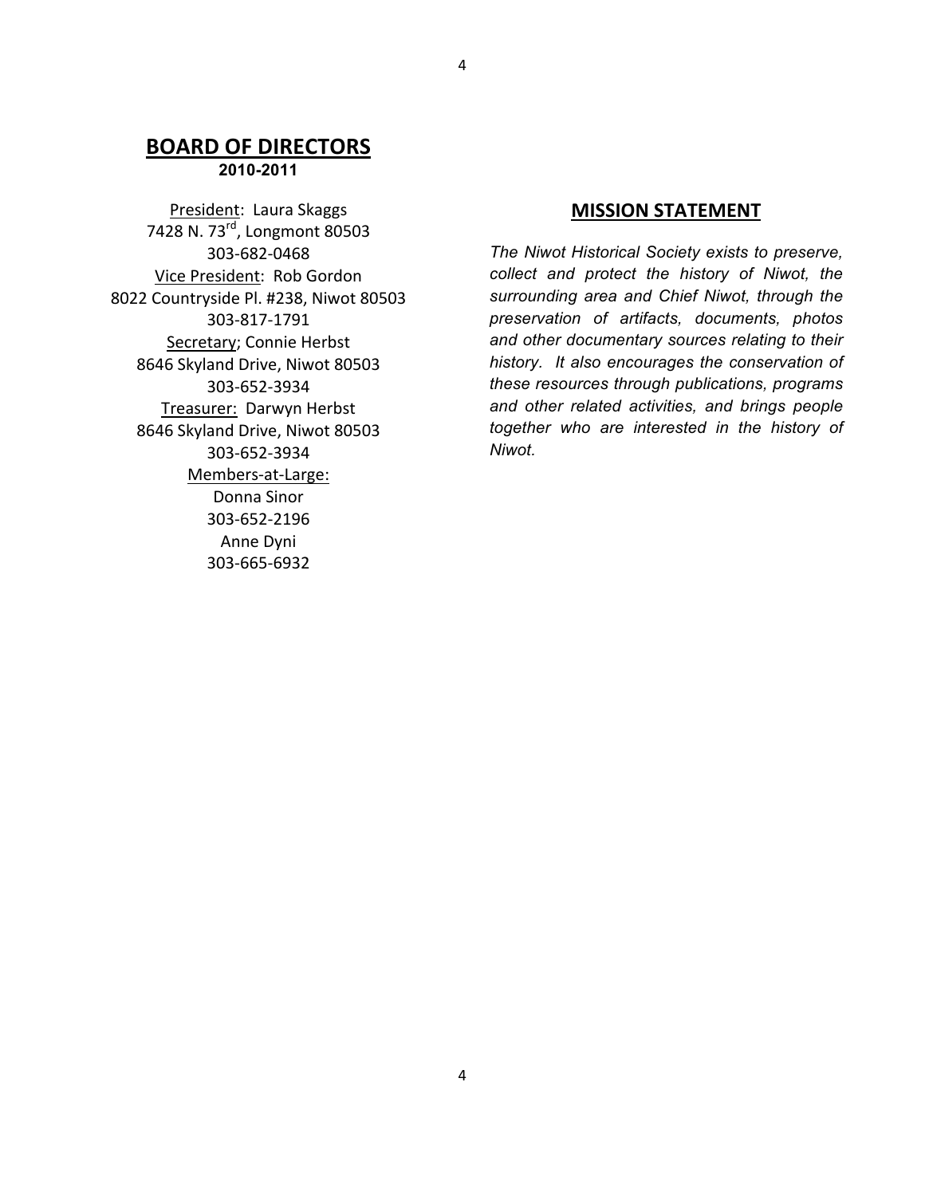## BOARD OF DIRECTORS

**2010-2011**

President: Laura Skaggs
7428 N. 73rd, Longmont 80503
303-682-0468

Vice President: Rob Gordon
8022 Countryside Pl. #238, Niwot 80503
303-817-1791

Secretary; Connie Herbst
8646 Skyland Drive, Niwot 80503
303-652-3934

Treasurer: Darwyn Herbst
8646 Skyland Drive, Niwot 80503
303-652-3934

Members-at-Large:
Donna Sinor
303-652-2196
Anne Dyni
303-665-6932

## MISSION STATEMENT

*The Niwot Historical Society exists to preserve, collect and protect the history of Niwot, the surrounding area and Chief Niwot, through the preservation of artifacts, documents, photos and other documentary sources relating to their history. It also encourages the conservation of these resources through publications, programs and other related activities, and brings people together who are interested in the history of Niwot.*